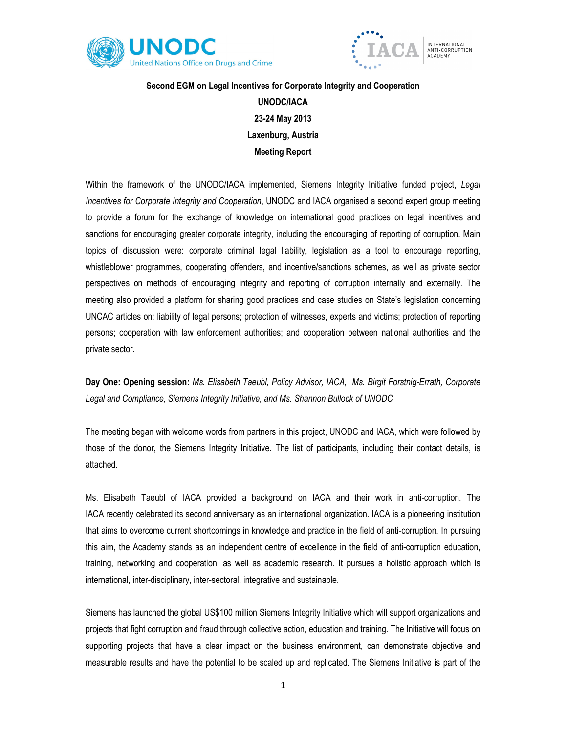**Second EGM on Legal Incentives for Corporate Integrity and Cooperation**

**UNODC/IACA**

**23-24 May 2013**

**Laxenburg, Austria**

**Meeting Report**

Within the framework of the UNODC/IACA implemented, Siemens Integrity Initiative funded project, *Legal Incentives for Corporate Integrity and Cooperation*, UNODC and IACA organised a second expert group meeting to provide a forum for the exchange of knowledge on international good practices on legal incentives and sanctions for encouraging greater corporate integrity, including the encouraging of reporting of corruption. Main topics of discussion were: corporate criminal legal liability, legislation as a tool to encourage reporting, whistleblower programmes, cooperating offenders, and incentive/sanctions schemes, as well as private sector perspectives on methods of encouraging integrity and reporting of corruption internally and externally. The meeting also provided a platform for sharing good practices and case studies on State's legislation concerning UNCAC articles on: liability of legal persons; protection of witnesses, experts and victims; protection of reporting persons; cooperation with law enforcement authorities; and cooperation between national authorities and the private sector.

**Day One: Opening session:** *Ms. Elisabeth Taeubl, Policy Advisor, IACA, Ms. Birgit Forstnig-Errath, Corporate Legal and Compliance, Siemens Integrity Initiative, and Ms. Shannon Bullock of UNODC*

The meeting began with welcome words from partners in this project, UNODC and IACA, which were followed by those of the donor, the Siemens Integrity Initiative. The list of participants, including their contact details, is attached.

Ms. Elisabeth Taeubl of IACA provided a background on IACA and their work in anti-corruption. The IACA recently celebrated its second anniversary as an international organization. IACA is a pioneering institution that aims to overcome current shortcomings in knowledge and practice in the field of anti-corruption. In pursuing this aim, the Academy stands as an independent centre of excellence in the field of anti-corruption education, training, networking and cooperation, as well as academic research. It pursues a holistic approach which is international, inter-disciplinary, inter-sectoral, integrative and sustainable.

Siemens has launched the global US$100 million Siemens Integrity Initiative which will support organizations and projects that fight corruption and fraud through collective action, education and training. The Initiative will focus on supporting projects that have a clear impact on the business environment, can demonstrate objective and measurable results and have the potential to be scaled up and replicated. The Siemens Initiative is part of the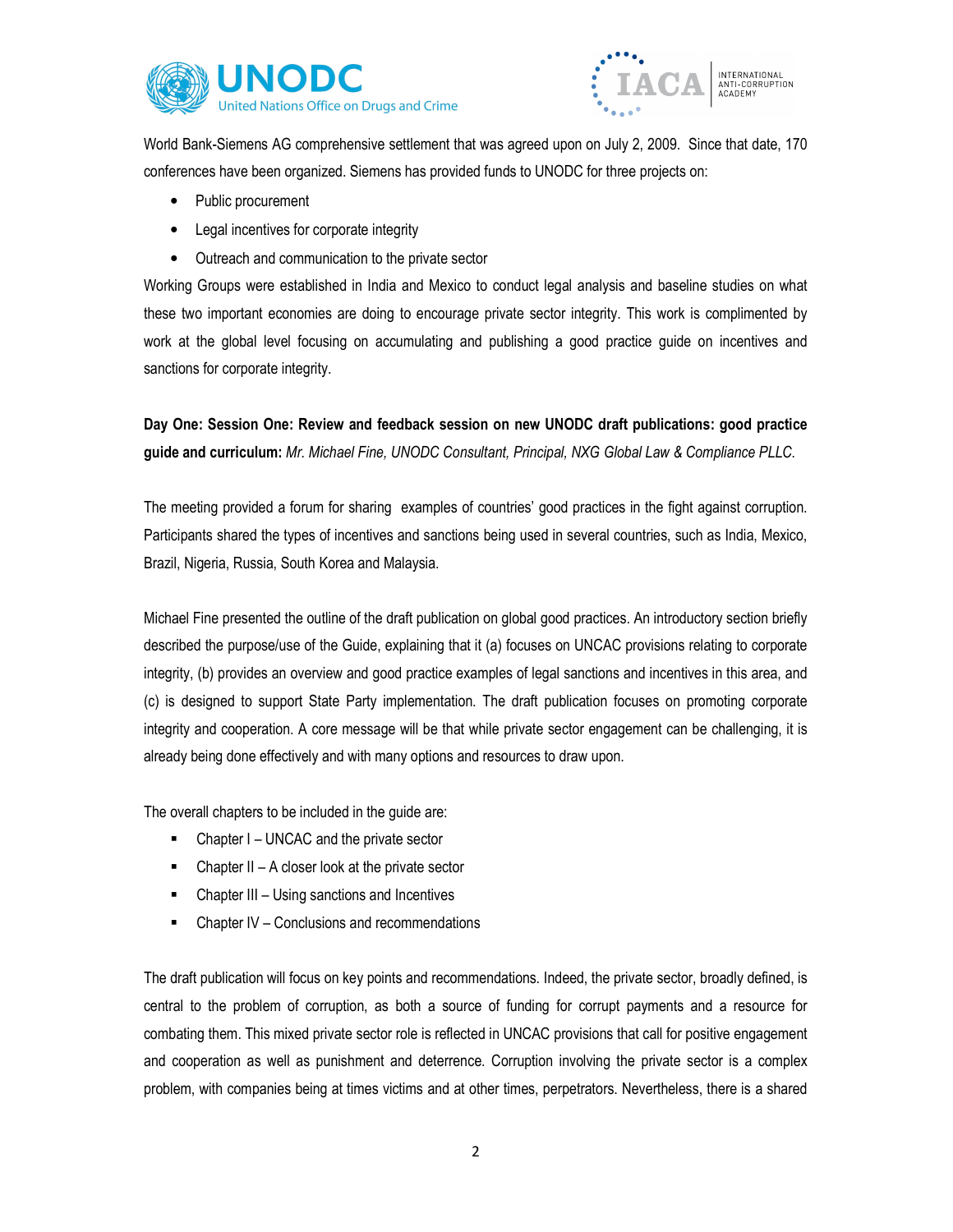World Bank-Siemens AG comprehensive settlement that was agreed upon on July 2, 2009. Since that date, 170 conferences have been organized. Siemens has provided funds to UNODC for three projects on:

- Public procurement
- Legal incentives for corporate integrity
- Outreach and communication to the private sector

Working Groups were established in India and Mexico to conduct legal analysis and baseline studies on what these two important economies are doing to encourage private sector integrity. This work is complimented by work at the global level focusing on accumulating and publishing a good practice guide on incentives and sanctions for corporate integrity.

**Day One: Session One: Review and feedback session on new UNODC draft publications: good practice guide and curriculum:** *Mr. Michael Fine, UNODC Consultant, Principal, NXG Global Law & Compliance PLLC.*

The meeting provided a forum for sharing examples of countries' good practices in the fight against corruption. Participants shared the types of incentives and sanctions being used in several countries, such as India, Mexico, Brazil, Nigeria, Russia, South Korea and Malaysia.

Michael Fine presented the outline of the draft publication on global good practices. An introductory section briefly described the purpose/use of the Guide, explaining that it (a) focuses on UNCAC provisions relating to corporate integrity, (b) provides an overview and good practice examples of legal sanctions and incentives in this area, and (c) is designed to support State Party implementation. The draft publication focuses on promoting corporate integrity and cooperation. A core message will be that while private sector engagement can be challenging, it is already being done effectively and with many options and resources to draw upon.

The overall chapters to be included in the guide are:

- Chapter I – UNCAC and the private sector
- Chapter II – A closer look at the private sector
- Chapter III – Using sanctions and Incentives
- Chapter IV – Conclusions and recommendations

The draft publication will focus on key points and recommendations. Indeed, the private sector, broadly defined, is central to the problem of corruption, as both a source of funding for corrupt payments and a resource for combating them. This mixed private sector role is reflected in UNCAC provisions that call for positive engagement and cooperation as well as punishment and deterrence. Corruption involving the private sector is a complex problem, with companies being at times victims and at other times, perpetrators. Nevertheless, there is a shared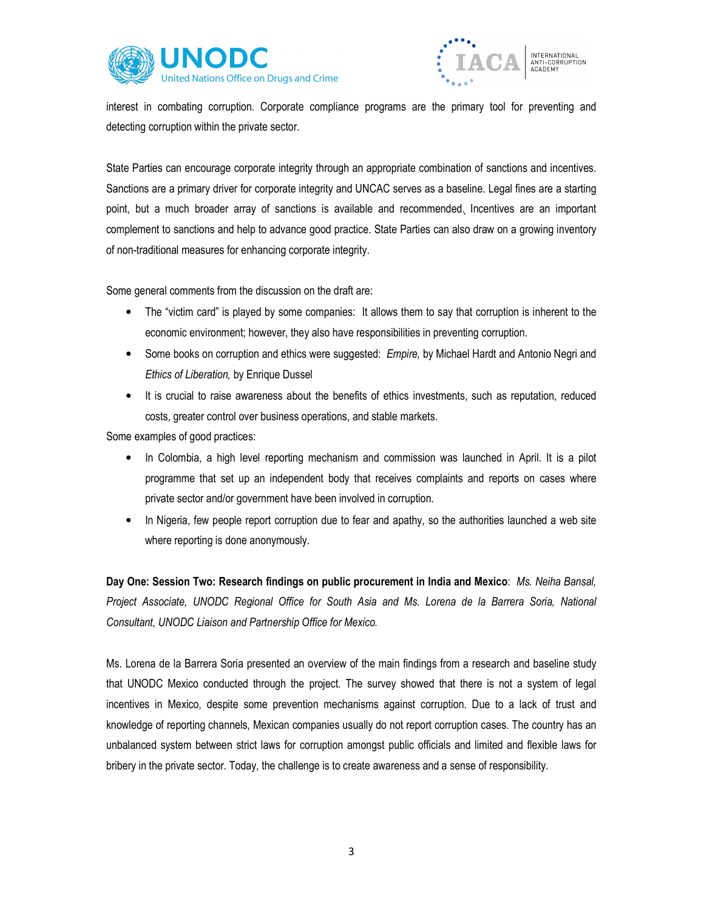interest in combating corruption. Corporate compliance programs are the primary tool for preventing and detecting corruption within the private sector.

State Parties can encourage corporate integrity through an appropriate combination of sanctions and incentives. Sanctions are a primary driver for corporate integrity and UNCAC serves as a baseline. Legal fines are a starting point, but a much broader array of sanctions is available and recommended. Incentives are an important complement to sanctions and help to advance good practice. State Parties can also draw on a growing inventory of non-traditional measures for enhancing corporate integrity.

Some general comments from the discussion on the draft are:

- The "victim card" is played by some companies: It allows them to say that corruption is inherent to the economic environment; however, they also have responsibilities in preventing corruption.
- Some books on corruption and ethics were suggested: *Empire,* by Michael Hardt and Antonio Negri and *Ethics of Liberation,* by Enrique Dussel
- It is crucial to raise awareness about the benefits of ethics investments, such as reputation, reduced costs, greater control over business operations, and stable markets.

Some examples of good practices:

- In Colombia, a high level reporting mechanism and commission was launched in April. It is a pilot programme that set up an independent body that receives complaints and reports on cases where private sector and/or government have been involved in corruption.
- In Nigeria, few people report corruption due to fear and apathy, so the authorities launched a web site where reporting is done anonymously.

**Day One: Session Two: Research findings on public procurement in India and Mexico**: *Ms. Neiha Bansal, Project Associate, UNODC Regional Office for South Asia and Ms. Lorena de la Barrera Soria, National Consultant, UNODC Liaison and Partnership Office for Mexico.*

Ms. Lorena de la Barrera Soria presented an overview of the main findings from a research and baseline study that UNODC Mexico conducted through the project. The survey showed that there is not a system of legal incentives in Mexico, despite some prevention mechanisms against corruption. Due to a lack of trust and knowledge of reporting channels, Mexican companies usually do not report corruption cases. The country has an unbalanced system between strict laws for corruption amongst public officials and limited and flexible laws for bribery in the private sector. Today, the challenge is to create awareness and a sense of responsibility.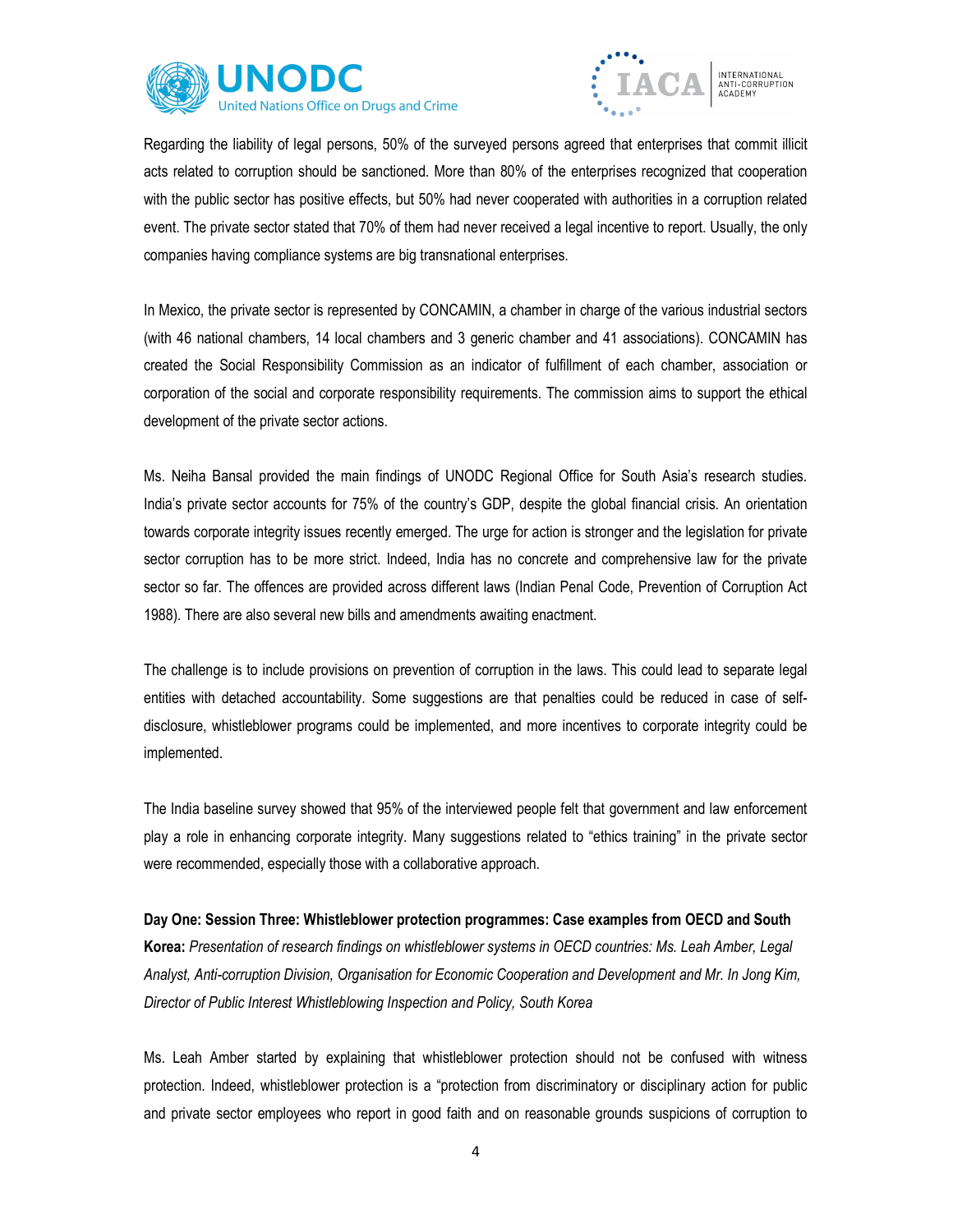Regarding the liability of legal persons, 50% of the surveyed persons agreed that enterprises that commit illicit acts related to corruption should be sanctioned. More than 80% of the enterprises recognized that cooperation with the public sector has positive effects, but 50% had never cooperated with authorities in a corruption related event. The private sector stated that 70% of them had never received a legal incentive to report. Usually, the only companies having compliance systems are big transnational enterprises.

In Mexico, the private sector is represented by CONCAMIN, a chamber in charge of the various industrial sectors (with 46 national chambers, 14 local chambers and 3 generic chamber and 41 associations). CONCAMIN has created the Social Responsibility Commission as an indicator of fulfillment of each chamber, association or corporation of the social and corporate responsibility requirements. The commission aims to support the ethical development of the private sector actions.

Ms. Neiha Bansal provided the main findings of UNODC Regional Office for South Asia's research studies. India's private sector accounts for 75% of the country's GDP, despite the global financial crisis. An orientation towards corporate integrity issues recently emerged. The urge for action is stronger and the legislation for private sector corruption has to be more strict. Indeed, India has no concrete and comprehensive law for the private sector so far. The offences are provided across different laws (Indian Penal Code, Prevention of Corruption Act 1988). There are also several new bills and amendments awaiting enactment.

The challenge is to include provisions on prevention of corruption in the laws. This could lead to separate legal entities with detached accountability. Some suggestions are that penalties could be reduced in case of self-disclosure, whistleblower programs could be implemented, and more incentives to corporate integrity could be implemented.

The India baseline survey showed that 95% of the interviewed people felt that government and law enforcement play a role in enhancing corporate integrity. Many suggestions related to "ethics training" in the private sector were recommended, especially those with a collaborative approach.

**Day One: Session Three: Whistleblower protection programmes: Case examples from OECD and South Korea:** *Presentation of research findings on whistleblower systems in OECD countries: Ms. Leah Amber, Legal Analyst, Anti-corruption Division, Organisation for Economic Cooperation and Development and Mr. In Jong Kim, Director of Public Interest Whistleblowing Inspection and Policy, South Korea*

Ms. Leah Amber started by explaining that whistleblower protection should not be confused with witness protection. Indeed, whistleblower protection is a "protection from discriminatory or disciplinary action for public and private sector employees who report in good faith and on reasonable grounds suspicions of corruption to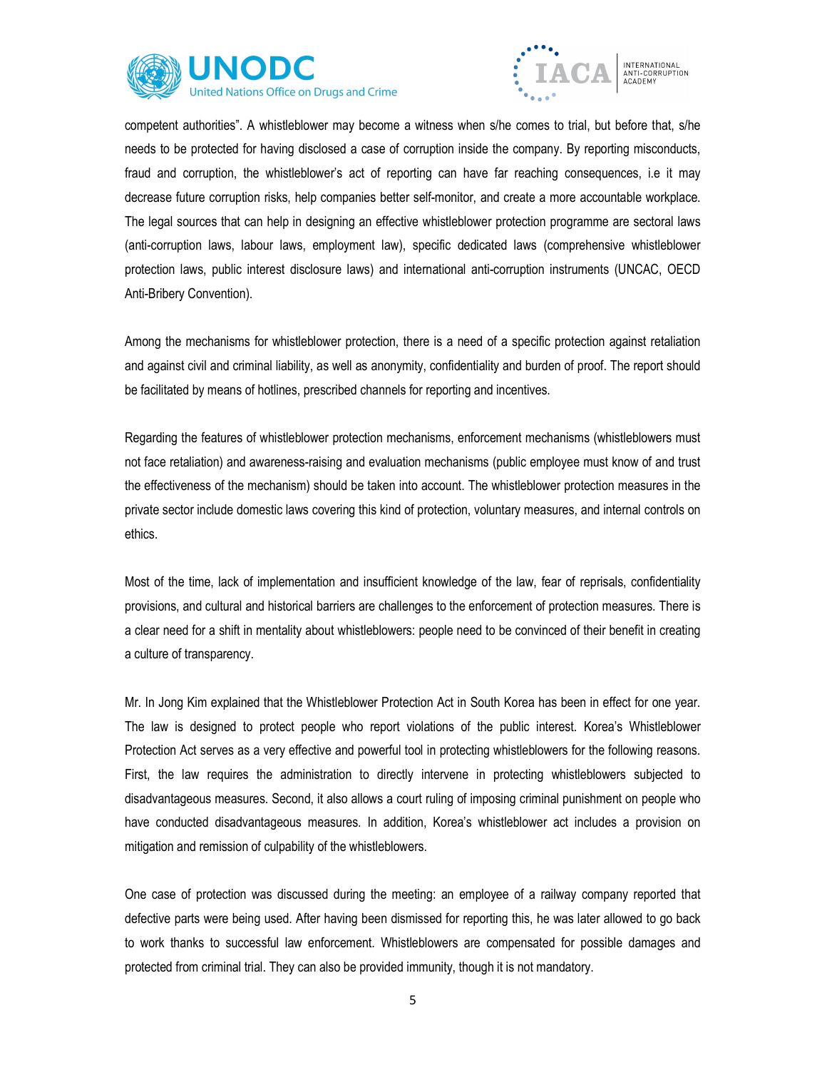competent authorities". A whistleblower may become a witness when s/he comes to trial, but before that, s/he needs to be protected for having disclosed a case of corruption inside the company. By reporting misconducts, fraud and corruption, the whistleblower's act of reporting can have far reaching consequences, i.e it may decrease future corruption risks, help companies better self-monitor, and create a more accountable workplace. The legal sources that can help in designing an effective whistleblower protection programme are sectoral laws (anti-corruption laws, labour laws, employment law), specific dedicated laws (comprehensive whistleblower protection laws, public interest disclosure laws) and international anti-corruption instruments (UNCAC, OECD Anti-Bribery Convention).

Among the mechanisms for whistleblower protection, there is a need of a specific protection against retaliation and against civil and criminal liability, as well as anonymity, confidentiality and burden of proof. The report should be facilitated by means of hotlines, prescribed channels for reporting and incentives.

Regarding the features of whistleblower protection mechanisms, enforcement mechanisms (whistleblowers must not face retaliation) and awareness-raising and evaluation mechanisms (public employee must know of and trust the effectiveness of the mechanism) should be taken into account. The whistleblower protection measures in the private sector include domestic laws covering this kind of protection, voluntary measures, and internal controls on ethics.

Most of the time, lack of implementation and insufficient knowledge of the law, fear of reprisals, confidentiality provisions, and cultural and historical barriers are challenges to the enforcement of protection measures. There is a clear need for a shift in mentality about whistleblowers: people need to be convinced of their benefit in creating a culture of transparency.

Mr. In Jong Kim explained that the Whistleblower Protection Act in South Korea has been in effect for one year. The law is designed to protect people who report violations of the public interest. Korea's Whistleblower Protection Act serves as a very effective and powerful tool in protecting whistleblowers for the following reasons. First, the law requires the administration to directly intervene in protecting whistleblowers subjected to disadvantageous measures. Second, it also allows a court ruling of imposing criminal punishment on people who have conducted disadvantageous measures. In addition, Korea's whistleblower act includes a provision on mitigation and remission of culpability of the whistleblowers.

One case of protection was discussed during the meeting: an employee of a railway company reported that defective parts were being used. After having been dismissed for reporting this, he was later allowed to go back to work thanks to successful law enforcement. Whistleblowers are compensated for possible damages and protected from criminal trial. They can also be provided immunity, though it is not mandatory.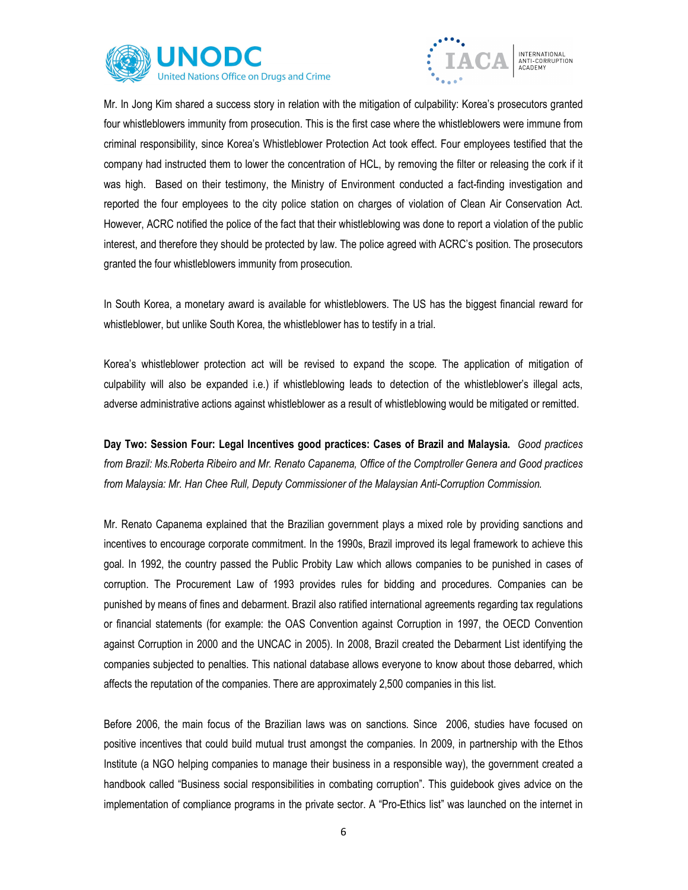Mr. In Jong Kim shared a success story in relation with the mitigation of culpability: Korea's prosecutors granted four whistleblowers immunity from prosecution. This is the first case where the whistleblowers were immune from criminal responsibility, since Korea's Whistleblower Protection Act took effect. Four employees testified that the company had instructed them to lower the concentration of HCL, by removing the filter or releasing the cork if it was high. Based on their testimony, the Ministry of Environment conducted a fact-finding investigation and reported the four employees to the city police station on charges of violation of Clean Air Conservation Act. However, ACRC notified the police of the fact that their whistleblowing was done to report a violation of the public interest, and therefore they should be protected by law. The police agreed with ACRC's position. The prosecutors granted the four whistleblowers immunity from prosecution.

In South Korea, a monetary award is available for whistleblowers. The US has the biggest financial reward for whistleblower, but unlike South Korea, the whistleblower has to testify in a trial.

Korea's whistleblower protection act will be revised to expand the scope. The application of mitigation of culpability will also be expanded i.e.) if whistleblowing leads to detection of the whistleblower's illegal acts, adverse administrative actions against whistleblower as a result of whistleblowing would be mitigated or remitted.

**Day Two: Session Four: Legal Incentives good practices: Cases of Brazil and Malaysia.** *Good practices from Brazil: Ms.Roberta Ribeiro and Mr. Renato Capanema, Office of the Comptroller Genera and Good practices from Malaysia: Mr. Han Chee Rull, Deputy Commissioner of the Malaysian Anti-Corruption Commission.*

Mr. Renato Capanema explained that the Brazilian government plays a mixed role by providing sanctions and incentives to encourage corporate commitment. In the 1990s, Brazil improved its legal framework to achieve this goal. In 1992, the country passed the Public Probity Law which allows companies to be punished in cases of corruption. The Procurement Law of 1993 provides rules for bidding and procedures. Companies can be punished by means of fines and debarment. Brazil also ratified international agreements regarding tax regulations or financial statements (for example: the OAS Convention against Corruption in 1997, the OECD Convention against Corruption in 2000 and the UNCAC in 2005). In 2008, Brazil created the Debarment List identifying the companies subjected to penalties. This national database allows everyone to know about those debarred, which affects the reputation of the companies. There are approximately 2,500 companies in this list.

Before 2006, the main focus of the Brazilian laws was on sanctions. Since 2006, studies have focused on positive incentives that could build mutual trust amongst the companies. In 2009, in partnership with the Ethos Institute (a NGO helping companies to manage their business in a responsible way), the government created a handbook called "Business social responsibilities in combating corruption". This guidebook gives advice on the implementation of compliance programs in the private sector. A "Pro-Ethics list" was launched on the internet in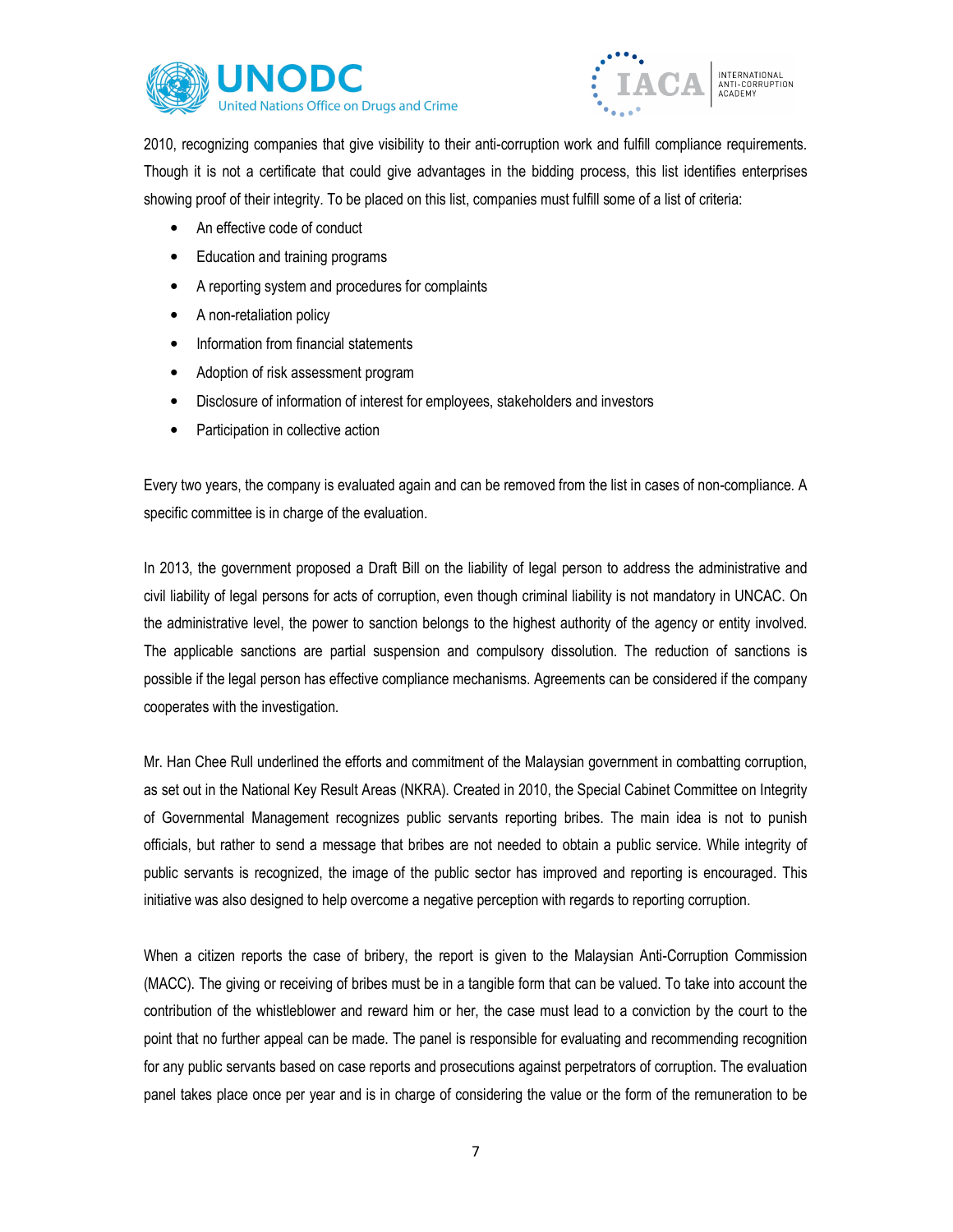2010, recognizing companies that give visibility to their anti-corruption work and fulfill compliance requirements. Though it is not a certificate that could give advantages in the bidding process, this list identifies enterprises showing proof of their integrity. To be placed on this list, companies must fulfill some of a list of criteria:

- An effective code of conduct
- Education and training programs
- A reporting system and procedures for complaints
- A non-retaliation policy
- Information from financial statements
- Adoption of risk assessment program
- Disclosure of information of interest for employees, stakeholders and investors
- Participation in collective action

Every two years, the company is evaluated again and can be removed from the list in cases of non-compliance. A specific committee is in charge of the evaluation.

In 2013, the government proposed a Draft Bill on the liability of legal person to address the administrative and civil liability of legal persons for acts of corruption, even though criminal liability is not mandatory in UNCAC. On the administrative level, the power to sanction belongs to the highest authority of the agency or entity involved. The applicable sanctions are partial suspension and compulsory dissolution. The reduction of sanctions is possible if the legal person has effective compliance mechanisms. Agreements can be considered if the company cooperates with the investigation.

Mr. Han Chee Rull underlined the efforts and commitment of the Malaysian government in combatting corruption, as set out in the National Key Result Areas (NKRA). Created in 2010, the Special Cabinet Committee on Integrity of Governmental Management recognizes public servants reporting bribes. The main idea is not to punish officials, but rather to send a message that bribes are not needed to obtain a public service. While integrity of public servants is recognized, the image of the public sector has improved and reporting is encouraged. This initiative was also designed to help overcome a negative perception with regards to reporting corruption.

When a citizen reports the case of bribery, the report is given to the Malaysian Anti-Corruption Commission (MACC). The giving or receiving of bribes must be in a tangible form that can be valued. To take into account the contribution of the whistleblower and reward him or her, the case must lead to a conviction by the court to the point that no further appeal can be made. The panel is responsible for evaluating and recommending recognition for any public servants based on case reports and prosecutions against perpetrators of corruption. The evaluation panel takes place once per year and is in charge of considering the value or the form of the remuneration to be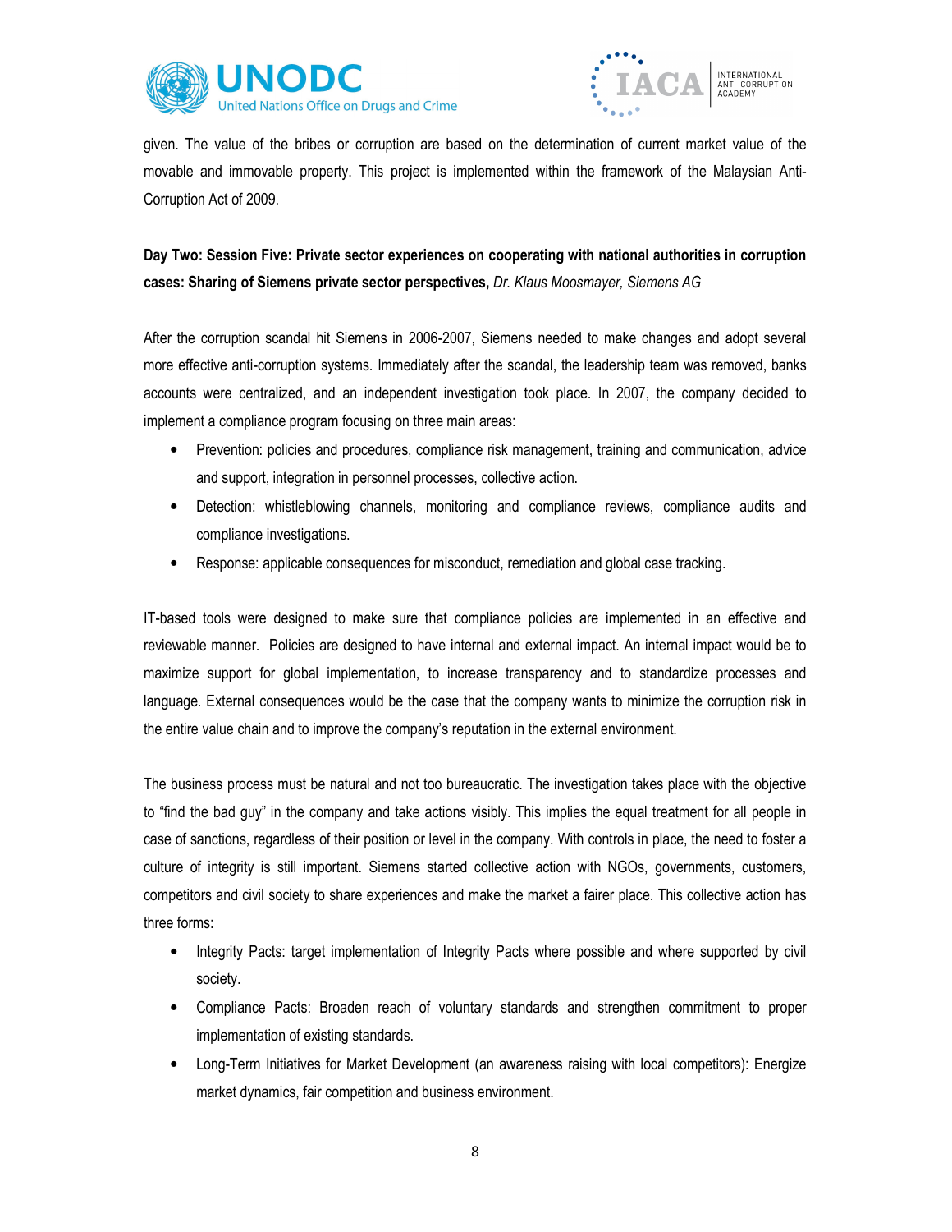given. The value of the bribes or corruption are based on the determination of current market value of the movable and immovable property. This project is implemented within the framework of the Malaysian Anti-Corruption Act of 2009.

**Day Two: Session Five: Private sector experiences on cooperating with national authorities in corruption cases: Sharing of Siemens private sector perspectives,** *Dr. Klaus Moosmayer, Siemens AG*

After the corruption scandal hit Siemens in 2006-2007, Siemens needed to make changes and adopt several more effective anti-corruption systems. Immediately after the scandal, the leadership team was removed, banks accounts were centralized, and an independent investigation took place. In 2007, the company decided to implement a compliance program focusing on three main areas:

- Prevention: policies and procedures, compliance risk management, training and communication, advice and support, integration in personnel processes, collective action.
- Detection: whistleblowing channels, monitoring and compliance reviews, compliance audits and compliance investigations.
- Response: applicable consequences for misconduct, remediation and global case tracking.

IT-based tools were designed to make sure that compliance policies are implemented in an effective and reviewable manner. Policies are designed to have internal and external impact. An internal impact would be to maximize support for global implementation, to increase transparency and to standardize processes and language. External consequences would be the case that the company wants to minimize the corruption risk in the entire value chain and to improve the company's reputation in the external environment.

The business process must be natural and not too bureaucratic. The investigation takes place with the objective to "find the bad guy" in the company and take actions visibly. This implies the equal treatment for all people in case of sanctions, regardless of their position or level in the company. With controls in place, the need to foster a culture of integrity is still important. Siemens started collective action with NGOs, governments, customers, competitors and civil society to share experiences and make the market a fairer place. This collective action has three forms:

- Integrity Pacts: target implementation of Integrity Pacts where possible and where supported by civil society.
- Compliance Pacts: Broaden reach of voluntary standards and strengthen commitment to proper implementation of existing standards.
- Long-Term Initiatives for Market Development (an awareness raising with local competitors): Energize market dynamics, fair competition and business environment.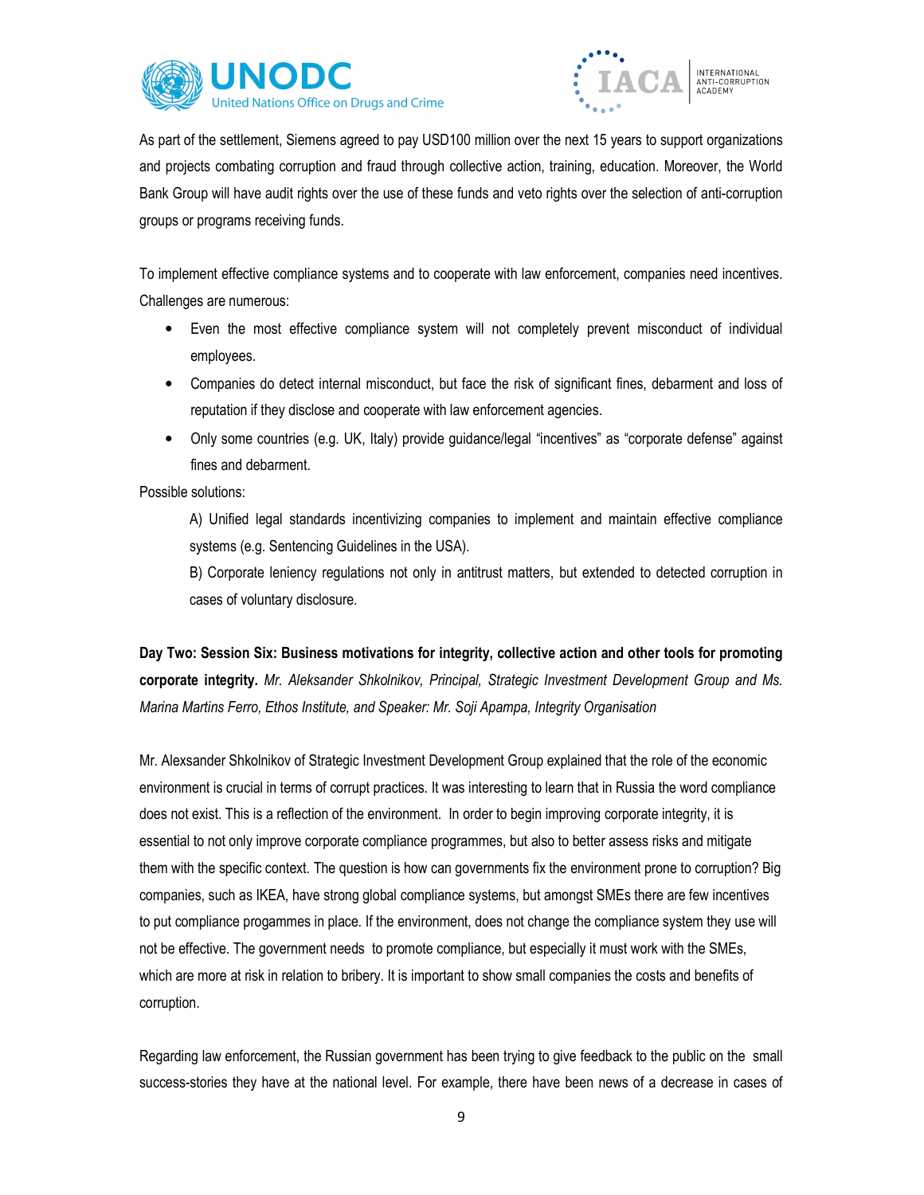As part of the settlement, Siemens agreed to pay USD100 million over the next 15 years to support organizations and projects combating corruption and fraud through collective action, training, education. Moreover, the World Bank Group will have audit rights over the use of these funds and veto rights over the selection of anti-corruption groups or programs receiving funds.

To implement effective compliance systems and to cooperate with law enforcement, companies need incentives. Challenges are numerous:

- Even the most effective compliance system will not completely prevent misconduct of individual employees.
- Companies do detect internal misconduct, but face the risk of significant fines, debarment and loss of reputation if they disclose and cooperate with law enforcement agencies.
- Only some countries (e.g. UK, Italy) provide guidance/legal "incentives" as "corporate defense" against fines and debarment.

Possible solutions:

A) Unified legal standards incentivizing companies to implement and maintain effective compliance systems (e.g. Sentencing Guidelines in the USA).

B) Corporate leniency regulations not only in antitrust matters, but extended to detected corruption in cases of voluntary disclosure.

**Day Two: Session Six: Business motivations for integrity, collective action and other tools for promoting corporate integrity.** *Mr. Aleksander Shkolnikov, Principal, Strategic Investment Development Group and Ms. Marina Martins Ferro, Ethos Institute, and Speaker: Mr. Soji Apampa, Integrity Organisation*

Mr. Alexsander Shkolnikov of Strategic Investment Development Group explained that the role of the economic environment is crucial in terms of corrupt practices. It was interesting to learn that in Russia the word compliance does not exist. This is a reflection of the environment. In order to begin improving corporate integrity, it is essential to not only improve corporate compliance programmes, but also to better assess risks and mitigate them with the specific context. The question is how can governments fix the environment prone to corruption? Big companies, such as IKEA, have strong global compliance systems, but amongst SMEs there are few incentives to put compliance progammes in place. If the environment, does not change the compliance system they use will not be effective. The government needs to promote compliance, but especially it must work with the SMEs, which are more at risk in relation to bribery. It is important to show small companies the costs and benefits of corruption.

Regarding law enforcement, the Russian government has been trying to give feedback to the public on the small success-stories they have at the national level. For example, there have been news of a decrease in cases of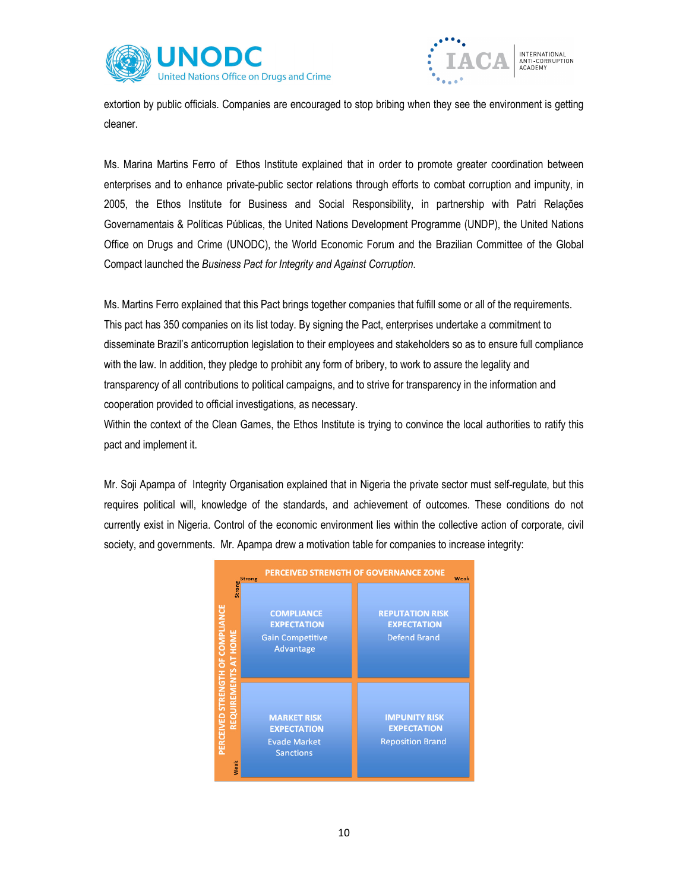extortion by public officials. Companies are encouraged to stop bribing when they see the environment is getting cleaner.

Ms. Marina Martins Ferro of Ethos Institute explained that in order to promote greater coordination between enterprises and to enhance private-public sector relations through efforts to combat corruption and impunity, in 2005, the Ethos Institute for Business and Social Responsibility, in partnership with Patri Relações Governamentais & Políticas Públicas, the United Nations Development Programme (UNDP), the United Nations Office on Drugs and Crime (UNODC), the World Economic Forum and the Brazilian Committee of the Global Compact launched the *Business Pact for Integrity and Against Corruption.*

Ms. Martins Ferro explained that this Pact brings together companies that fulfill some or all of the requirements. This pact has 350 companies on its list today. By signing the Pact, enterprises undertake a commitment to disseminate Brazil's anticorruption legislation to their employees and stakeholders so as to ensure full compliance with the law. In addition, they pledge to prohibit any form of bribery, to work to assure the legality and transparency of all contributions to political campaigns, and to strive for transparency in the information and cooperation provided to official investigations, as necessary.
Within the context of the Clean Games, the Ethos Institute is trying to convince the local authorities to ratify this pact and implement it.

Mr. Soji Apampa of Integrity Organisation explained that in Nigeria the private sector must self-regulate, but this requires political will, knowledge of the standards, and achievement of outcomes. These conditions do not currently exist in Nigeria. Control of the economic environment lies within the collective action of corporate, civil society, and governments. Mr. Apampa drew a motivation table for companies to increase integrity:

| PERCEIVED STRENGTH OF COMPLIANCE REQUIREMENTS AT HOME \ PERCEIVED STRENGTH OF GOVERNANCE ZONE | Strong | Weak |
|---|---|---|
| **Strong** | **COMPLIANCE EXPECTATION** Gain Competitive Advantage | **REPUTATION RISK EXPECTATION** Defend Brand |
| **Weak** | **MARKET RISK EXPECTATION** Evade Market Sanctions | **IMPUNITY RISK EXPECTATION** Reposition Brand |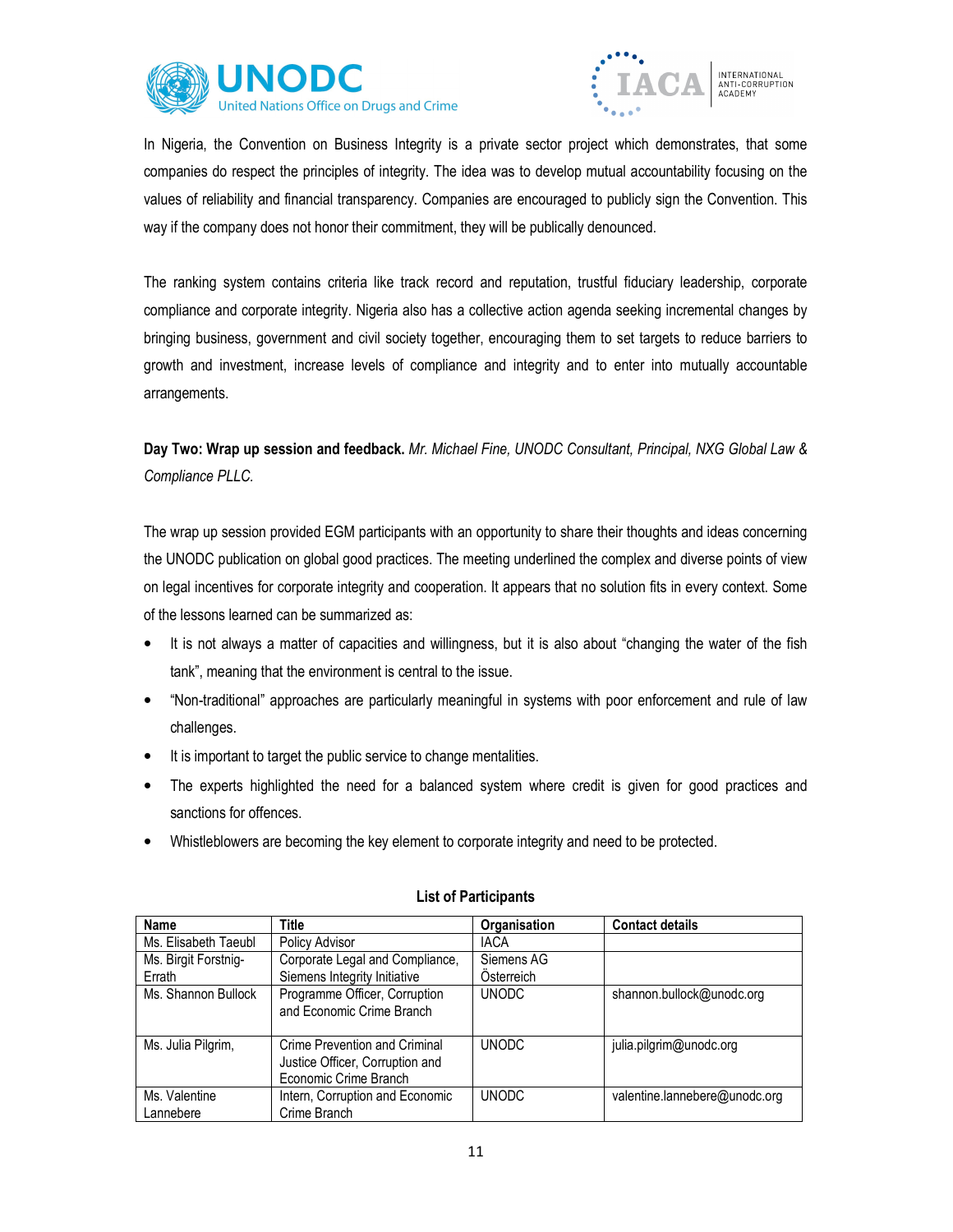In Nigeria, the Convention on Business Integrity is a private sector project which demonstrates, that some companies do respect the principles of integrity. The idea was to develop mutual accountability focusing on the values of reliability and financial transparency. Companies are encouraged to publicly sign the Convention. This way if the company does not honor their commitment, they will be publically denounced.

The ranking system contains criteria like track record and reputation, trustful fiduciary leadership, corporate compliance and corporate integrity. Nigeria also has a collective action agenda seeking incremental changes by bringing business, government and civil society together, encouraging them to set targets to reduce barriers to growth and investment, increase levels of compliance and integrity and to enter into mutually accountable arrangements.

**Day Two: Wrap up session and feedback.** *Mr. Michael Fine, UNODC Consultant, Principal, NXG Global Law & Compliance PLLC.*

The wrap up session provided EGM participants with an opportunity to share their thoughts and ideas concerning the UNODC publication on global good practices. The meeting underlined the complex and diverse points of view on legal incentives for corporate integrity and cooperation. It appears that no solution fits in every context. Some of the lessons learned can be summarized as:

- It is not always a matter of capacities and willingness, but it is also about "changing the water of the fish tank", meaning that the environment is central to the issue.
- "Non-traditional" approaches are particularly meaningful in systems with poor enforcement and rule of law challenges.
- It is important to target the public service to change mentalities.
- The experts highlighted the need for a balanced system where credit is given for good practices and sanctions for offences.
- Whistleblowers are becoming the key element to corporate integrity and need to be protected.

**List of Participants**

| Name | Title | Organisation | Contact details |
|---|---|---|---|
| Ms. Elisabeth Taeubl | Policy Advisor | IACA | |
| Ms. Birgit Forstnig-Errath | Corporate Legal and Compliance, Siemens Integrity Initiative | Siemens AG Österreich | |
| Ms. Shannon Bullock | Programme Officer, Corruption and Economic Crime Branch | UNODC | shannon.bullock@unodc.org |
| Ms. Julia Pilgrim, | Crime Prevention and Criminal Justice Officer, Corruption and Economic Crime Branch | UNODC | julia.pilgrim@unodc.org |
| Ms. Valentine Lannebere | Intern, Corruption and Economic Crime Branch | UNODC | valentine.lannebere@unodc.org |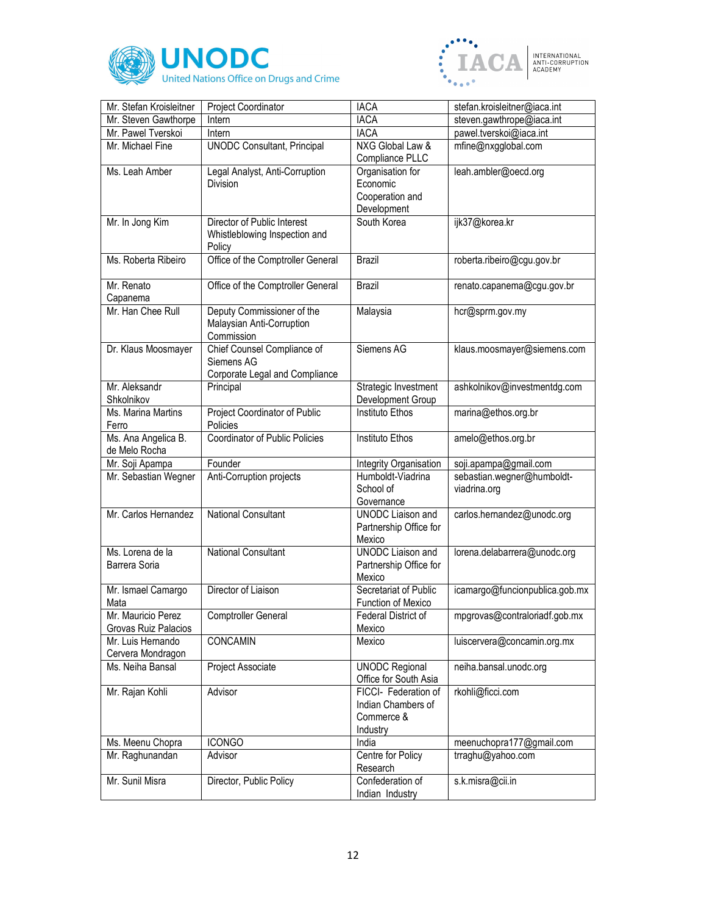| | | | |
|---|---|---|---|
| Mr. Stefan Kroisleitner | Project Coordinator | IACA | stefan.kroisleitner@iaca.int |
| Mr. Steven Gawthorpe | Intern | IACA | steven.gawthrope@iaca.int |
| Mr. Pawel Tverskoi | Intern | IACA | pawel.tverskoi@iaca.int |
| Mr. Michael Fine | UNODC Consultant, Principal | NXG Global Law & Compliance PLLC | mfine@nxgglobal.com |
| Ms. Leah Amber | Legal Analyst, Anti-Corruption Division | Organisation for Economic Cooperation and Development | leah.ambler@oecd.org |
| Mr. In Jong Kim | Director of Public Interest Whistleblowing Inspection and Policy | South Korea | ijk37@korea.kr |
| Ms. Roberta Ribeiro | Office of the Comptroller General | Brazil | roberta.ribeiro@cgu.gov.br |
| Mr. Renato Capanema | Office of the Comptroller General | Brazil | renato.capanema@cgu.gov.br |
| Mr. Han Chee Rull | Deputy Commissioner of the Malaysian Anti-Corruption Commission | Malaysia | hcr@sprm.gov.my |
| Dr. Klaus Moosmayer | Chief Counsel Compliance of Siemens AG Corporate Legal and Compliance | Siemens AG | klaus.moosmayer@siemens.com |
| Mr. Aleksandr Shkolnikov | Principal | Strategic Investment Development Group | ashkolnikov@investmentdg.com |
| Ms. Marina Martins Ferro | Project Coordinator of Public Policies | Instituto Ethos | marina@ethos.org.br |
| Ms. Ana Angelica B. de Melo Rocha | Coordinator of Public Policies | Instituto Ethos | amelo@ethos.org.br |
| Mr. Soji Apampa | Founder | Integrity Organisation | soji.apampa@gmail.com |
| Mr. Sebastian Wegner | Anti-Corruption projects | Humboldt-Viadrina School of Governance | sebastian.wegner@humboldt-viadrina.org |
| Mr. Carlos Hernandez | National Consultant | UNODC Liaison and Partnership Office for Mexico | carlos.hernandez@unodc.org |
| Ms. Lorena de la Barrera Soria | National Consultant | UNODC Liaison and Partnership Office for Mexico | lorena.delabarrera@unodc.org |
| Mr. Ismael Camargo Mata | Director of Liaison | Secretariat of Public Function of Mexico | icamargo@funcionpublica.gob.mx |
| Mr. Mauricio Perez Grovas Ruiz Palacios | Comptroller General | Federal District of Mexico | mpgrovas@contraloriadf.gob.mx |
| Mr. Luis Hernando Cervera Mondragon | CONCAMIN | Mexico | luiscervera@concamin.org.mx |
| Ms. Neiha Bansal | Project Associate | UNODC Regional Office for South Asia | neiha.bansal.unodc.org |
| Mr. Rajan Kohli | Advisor | FICCI- Federation of Indian Chambers of Commerce & Industry | rkohli@ficci.com |
| Ms. Meenu Chopra | ICONGO | India | meenuchopra177@gmail.com |
| Mr. Raghunandan | Advisor | Centre for Policy Research | trraghu@yahoo.com |
| Mr. Sunil Misra | Director, Public Policy | Confederation of Indian Industry | s.k.misra@cii.in |